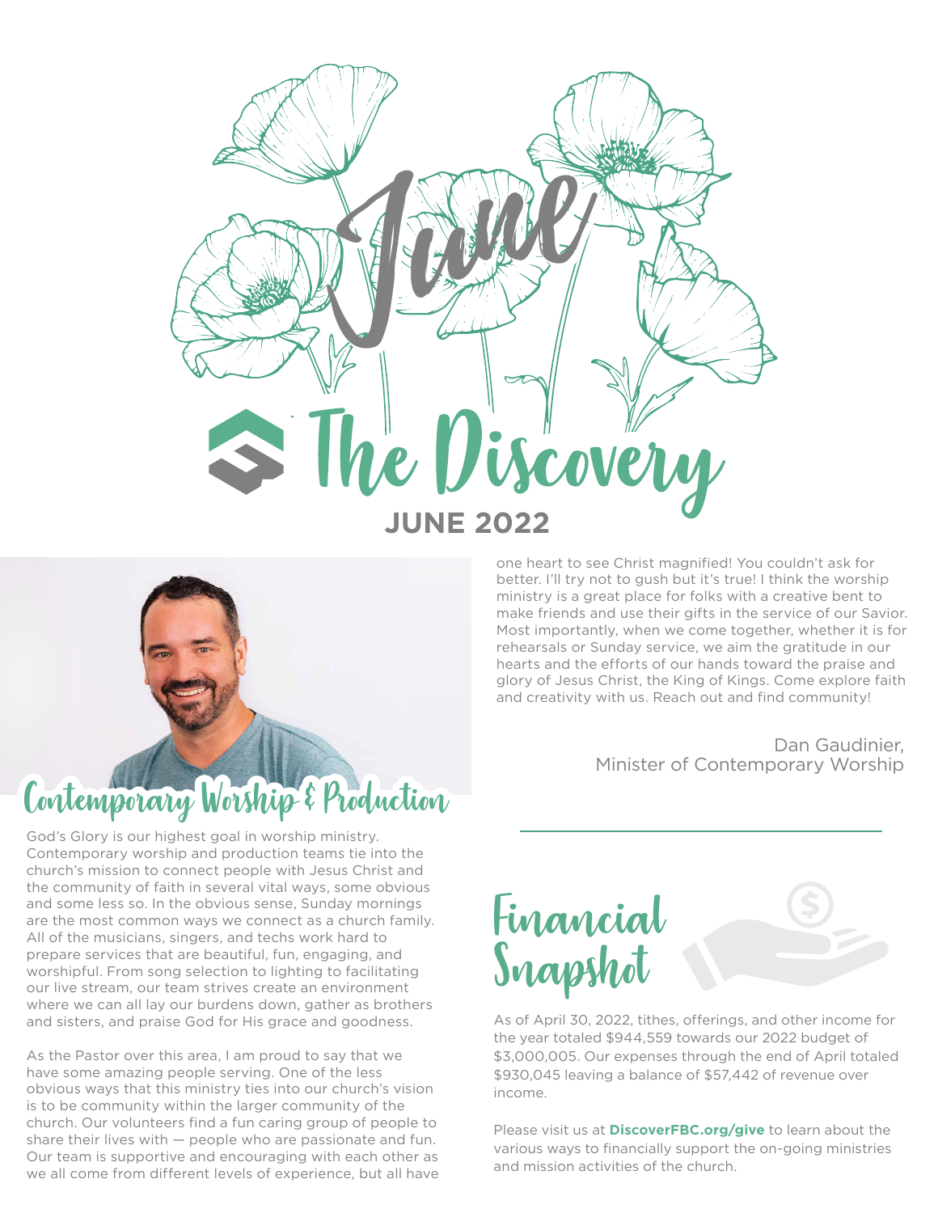# June

# The Discovery

**JUNE 2022**

## Contemporary Worship & Production

God's Glory is our highest goal in worship ministry. Contemporary worship and production teams tie into the church's mission to connect people with Jesus Christ and the community of faith in several vital ways, some obvious and some less so. In the obvious sense, Sunday mornings are the most common ways we connect as a church family. All of the musicians, singers, and techs work hard to prepare services that are beautiful, fun, engaging, and worshipful. From song selection to lighting to facilitating our live stream, our team strives create an environment where we can all lay our burdens down, gather as brothers and sisters, and praise God for His grace and goodness.

As the Pastor over this area, I am proud to say that we have some amazing people serving. One of the less obvious ways that this ministry ties into our church's vision is to be community within the larger community of the church. Our volunteers find a fun caring group of people to share their lives with — people who are passionate and fun. Our team is supportive and encouraging with each other as we all come from different levels of experience, but all have one heart to see Christ magnified! You couldn't ask for better. I'll try not to gush but it's true! I think the worship ministry is a great place for folks with a creative bent to make friends and use their gifts in the service of our Savior. Most importantly, when we come together, whether it is for rehearsals or Sunday service, we aim the gratitude in our hearts and the efforts of our hands toward the praise and glory of Jesus Christ, the King of Kings. Come explore faith and creativity with us. Reach out and find community!

Dan Gaudinier,
Minister of Contemporary Worship

## Financial Snapshot

As of April 30, 2022, tithes, offerings, and other income for the year totaled $944,559 towards our 2022 budget of $3,000,005. Our expenses through the end of April totaled $930,045 leaving a balance of $57,442 of revenue over income.

Please visit us at **DiscoverFBC.org/give** to learn about the various ways to financially support the on-going ministries and mission activities of the church.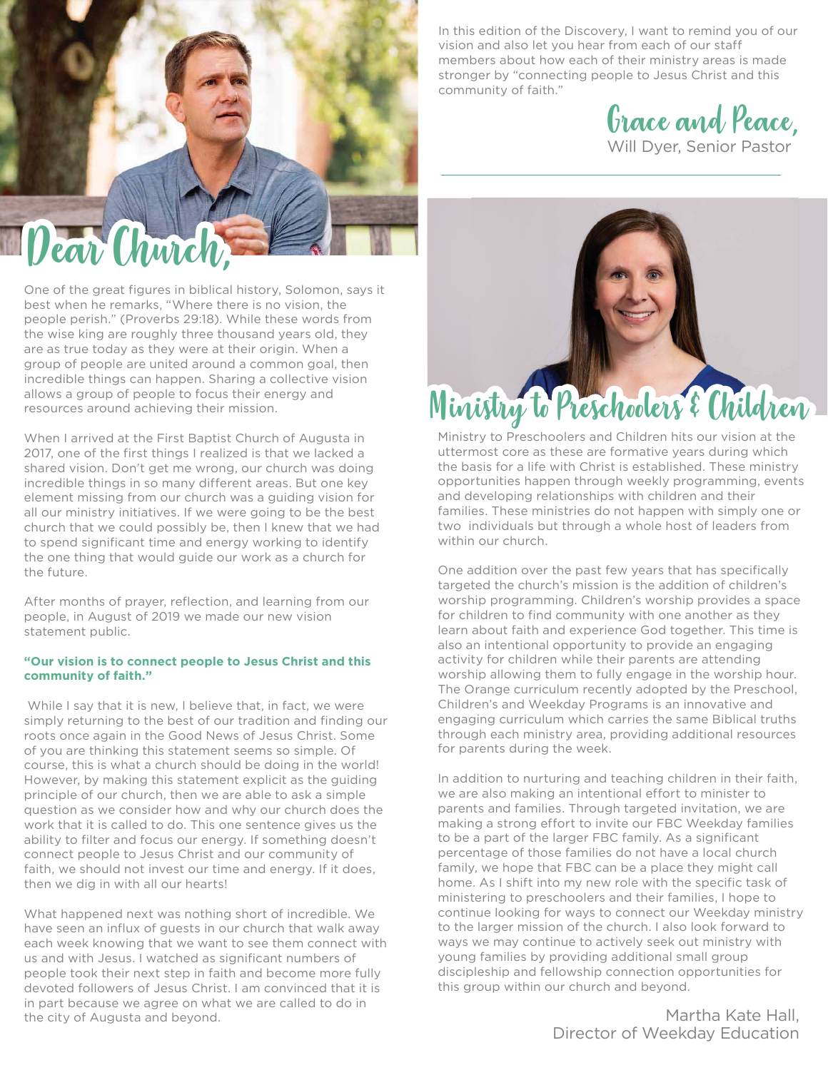# Dear Church,

One of the great figures in biblical history, Solomon, says it best when he remarks, "Where there is no vision, the people perish." (Proverbs 29:18). While these words from the wise king are roughly three thousand years old, they are as true today as they were at their origin. When a group of people are united around a common goal, then incredible things can happen. Sharing a collective vision allows a group of people to focus their energy and resources around achieving their mission.

When I arrived at the First Baptist Church of Augusta in 2017, one of the first things I realized is that we lacked a shared vision. Don't get me wrong, our church was doing incredible things in so many different areas. But one key element missing from our church was a guiding vision for all our ministry initiatives. If we were going to be the best church that we could possibly be, then I knew that we had to spend significant time and energy working to identify the one thing that would guide our work as a church for the future.

After months of prayer, reflection, and learning from our people, in August of 2019 we made our new vision statement public.

**"Our vision is to connect people to Jesus Christ and this community of faith."**

While I say that it is new, I believe that, in fact, we were simply returning to the best of our tradition and finding our roots once again in the Good News of Jesus Christ. Some of you are thinking this statement seems so simple. Of course, this is what a church should be doing in the world! However, by making this statement explicit as the guiding principle of our church, then we are able to ask a simple question as we consider how and why our church does the work that it is called to do. This one sentence gives us the ability to filter and focus our energy. If something doesn't connect people to Jesus Christ and our community of faith, we should not invest our time and energy. If it does, then we dig in with all our hearts!

What happened next was nothing short of incredible. We have seen an influx of guests in our church that walk away each week knowing that we want to see them connect with us and with Jesus. I watched as significant numbers of people took their next step in faith and become more fully devoted followers of Jesus Christ. I am convinced that it is in part because we agree on what we are called to do in the city of Augusta and beyond.

In this edition of the Discovery, I want to remind you of our vision and also let you hear from each of our staff members about how each of their ministry areas is made stronger by "connecting people to Jesus Christ and this community of faith."

Grace and Peace,
Will Dyer, Senior Pastor

# Ministry to Preschoolers & Children

Ministry to Preschoolers and Children hits our vision at the uttermost core as these are formative years during which the basis for a life with Christ is established. These ministry opportunities happen through weekly programming, events and developing relationships with children and their families. These ministries do not happen with simply one or two individuals but through a whole host of leaders from within our church.

One addition over the past few years that has specifically targeted the church's mission is the addition of children's worship programming. Children's worship provides a space for children to find community with one another as they learn about faith and experience God together. This time is also an intentional opportunity to provide an engaging activity for children while their parents are attending worship allowing them to fully engage in the worship hour. The Orange curriculum recently adopted by the Preschool, Children's and Weekday Programs is an innovative and engaging curriculum which carries the same Biblical truths through each ministry area, providing additional resources for parents during the week.

In addition to nurturing and teaching children in their faith, we are also making an intentional effort to minister to parents and families. Through targeted invitation, we are making a strong effort to invite our FBC Weekday families to be a part of the larger FBC family. As a significant percentage of those families do not have a local church family, we hope that FBC can be a place they might call home. As I shift into my new role with the specific task of ministering to preschoolers and their families, I hope to continue looking for ways to connect our Weekday ministry to the larger mission of the church. I also look forward to ways we may continue to actively seek out ministry with young families by providing additional small group discipleship and fellowship connection opportunities for this group within our church and beyond.

Martha Kate Hall,
Director of Weekday Education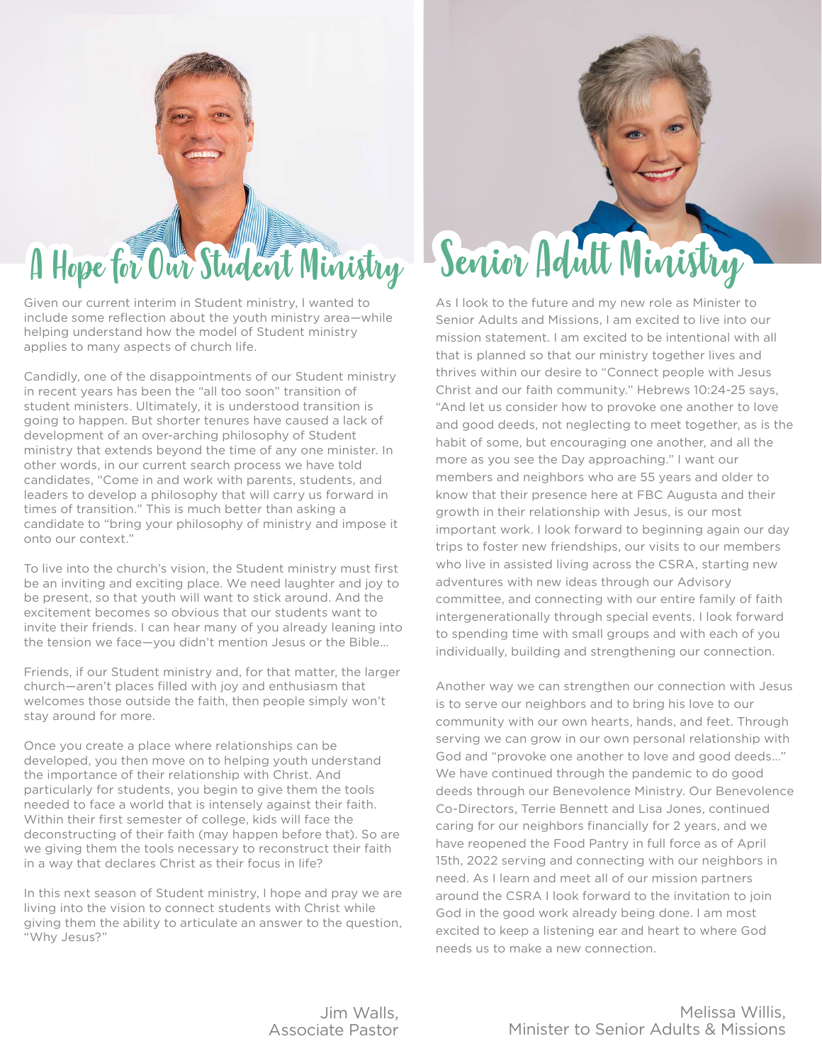# A Hope for Our Student Ministry

Given our current interim in Student ministry, I wanted to include some reflection about the youth ministry area—while helping understand how the model of Student ministry applies to many aspects of church life.

Candidly, one of the disappointments of our Student ministry in recent years has been the "all too soon" transition of student ministers. Ultimately, it is understood transition is going to happen. But shorter tenures have caused a lack of development of an over-arching philosophy of Student ministry that extends beyond the time of any one minister. In other words, in our current search process we have told candidates, "Come in and work with parents, students, and leaders to develop a philosophy that will carry us forward in times of transition." This is much better than asking a candidate to "bring your philosophy of ministry and impose it onto our context."

To live into the church's vision, the Student ministry must first be an inviting and exciting place. We need laughter and joy to be present, so that youth will want to stick around. And the excitement becomes so obvious that our students want to invite their friends. I can hear many of you already leaning into the tension we face—you didn't mention Jesus or the Bible…

Friends, if our Student ministry and, for that matter, the larger church—aren't places filled with joy and enthusiasm that welcomes those outside the faith, then people simply won't stay around for more.

Once you create a place where relationships can be developed, you then move on to helping youth understand the importance of their relationship with Christ. And particularly for students, you begin to give them the tools needed to face a world that is intensely against their faith. Within their first semester of college, kids will face the deconstructing of their faith (may happen before that). So are we giving them the tools necessary to reconstruct their faith in a way that declares Christ as their focus in life?

In this next season of Student ministry, I hope and pray we are living into the vision to connect students with Christ while giving them the ability to articulate an answer to the question, "Why Jesus?"

Jim Walls,
Associate Pastor

# Senior Adult Ministry

As I look to the future and my new role as Minister to Senior Adults and Missions, I am excited to live into our mission statement. I am excited to be intentional with all that is planned so that our ministry together lives and thrives within our desire to "Connect people with Jesus Christ and our faith community." Hebrews 10:24-25 says, "And let us consider how to provoke one another to love and good deeds, not neglecting to meet together, as is the habit of some, but encouraging one another, and all the more as you see the Day approaching." I want our members and neighbors who are 55 years and older to know that their presence here at FBC Augusta and their growth in their relationship with Jesus, is our most important work. I look forward to beginning again our day trips to foster new friendships, our visits to our members who live in assisted living across the CSRA, starting new adventures with new ideas through our Advisory committee, and connecting with our entire family of faith intergenerationally through special events. I look forward to spending time with small groups and with each of you individually, building and strengthening our connection.

Another way we can strengthen our connection with Jesus is to serve our neighbors and to bring his love to our community with our own hearts, hands, and feet. Through serving we can grow in our own personal relationship with God and "provoke one another to love and good deeds…" We have continued through the pandemic to do good deeds through our Benevolence Ministry. Our Benevolence Co-Directors, Terrie Bennett and Lisa Jones, continued caring for our neighbors financially for 2 years, and we have reopened the Food Pantry in full force as of April 15th, 2022 serving and connecting with our neighbors in need. As I learn and meet all of our mission partners around the CSRA I look forward to the invitation to join God in the good work already being done. I am most excited to keep a listening ear and heart to where God needs us to make a new connection.

Melissa Willis,
Minister to Senior Adults & Missions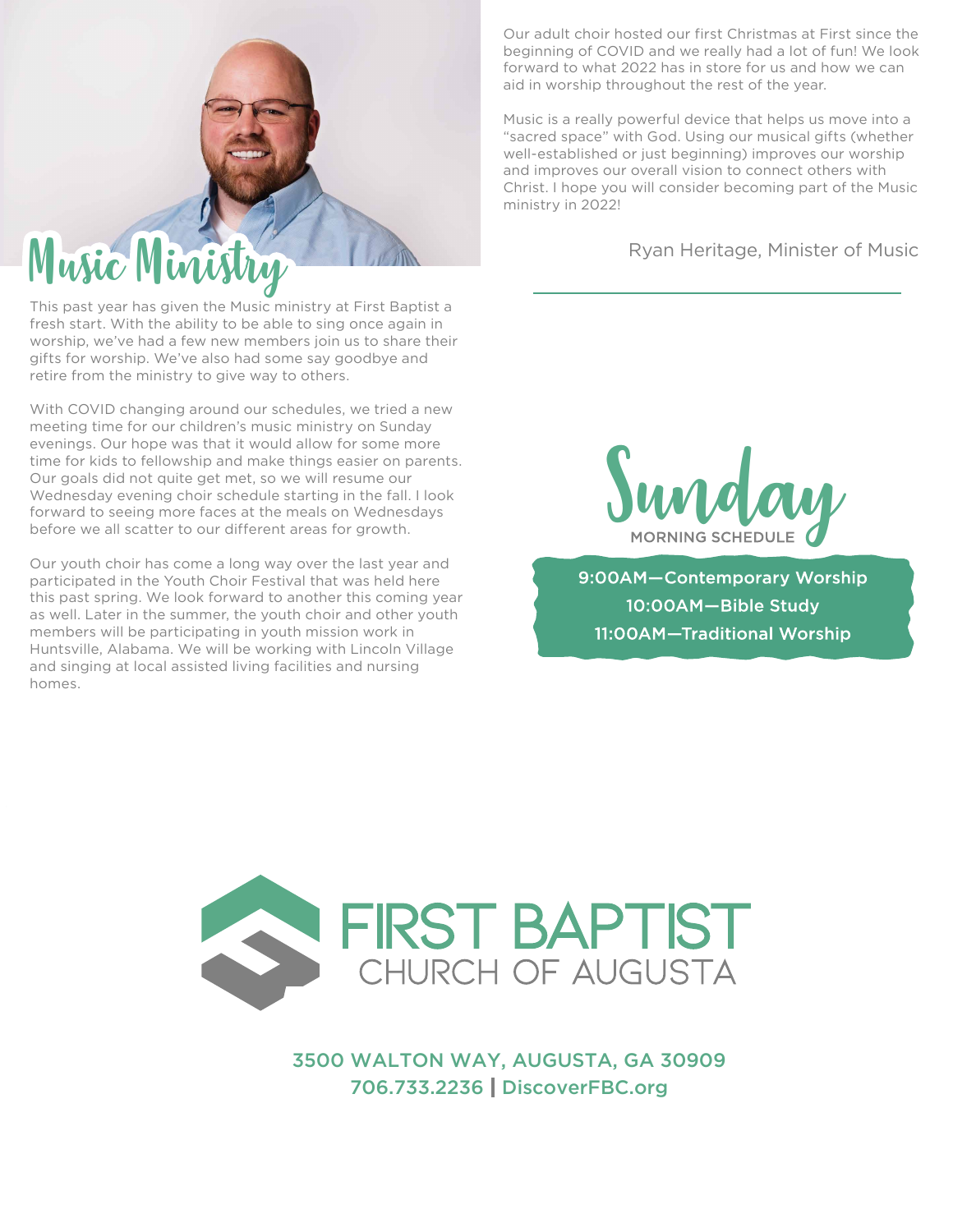# Music Ministry

This past year has given the Music ministry at First Baptist a fresh start. With the ability to be able to sing once again in worship, we've had a few new members join us to share their gifts for worship. We've also had some say goodbye and retire from the ministry to give way to others.

With COVID changing around our schedules, we tried a new meeting time for our children's music ministry on Sunday evenings. Our hope was that it would allow for some more time for kids to fellowship and make things easier on parents. Our goals did not quite get met, so we will resume our Wednesday evening choir schedule starting in the fall. I look forward to seeing more faces at the meals on Wednesdays before we all scatter to our different areas for growth.

Our youth choir has come a long way over the last year and participated in the Youth Choir Festival that was held here this past spring. We look forward to another this coming year as well. Later in the summer, the youth choir and other youth members will be participating in youth mission work in Huntsville, Alabama. We will be working with Lincoln Village and singing at local assisted living facilities and nursing homes.

Our adult choir hosted our first Christmas at First since the beginning of COVID and we really had a lot of fun! We look forward to what 2022 has in store for us and how we can aid in worship throughout the rest of the year.

Music is a really powerful device that helps us move into a "sacred space" with God. Using our musical gifts (whether well-established or just beginning) improves our worship and improves our overall vision to connect others with Christ. I hope you will consider becoming part of the Music ministry in 2022!

Ryan Heritage, Minister of Music

## Sunday

MORNING SCHEDULE

9:00AM—Contemporary Worship
10:00AM—Bible Study
11:00AM—Traditional Worship

FIRST BAPTIST
CHURCH OF AUGUSTA

3500 WALTON WAY, AUGUSTA, GA 30909
706.733.2236 | DiscoverFBC.org